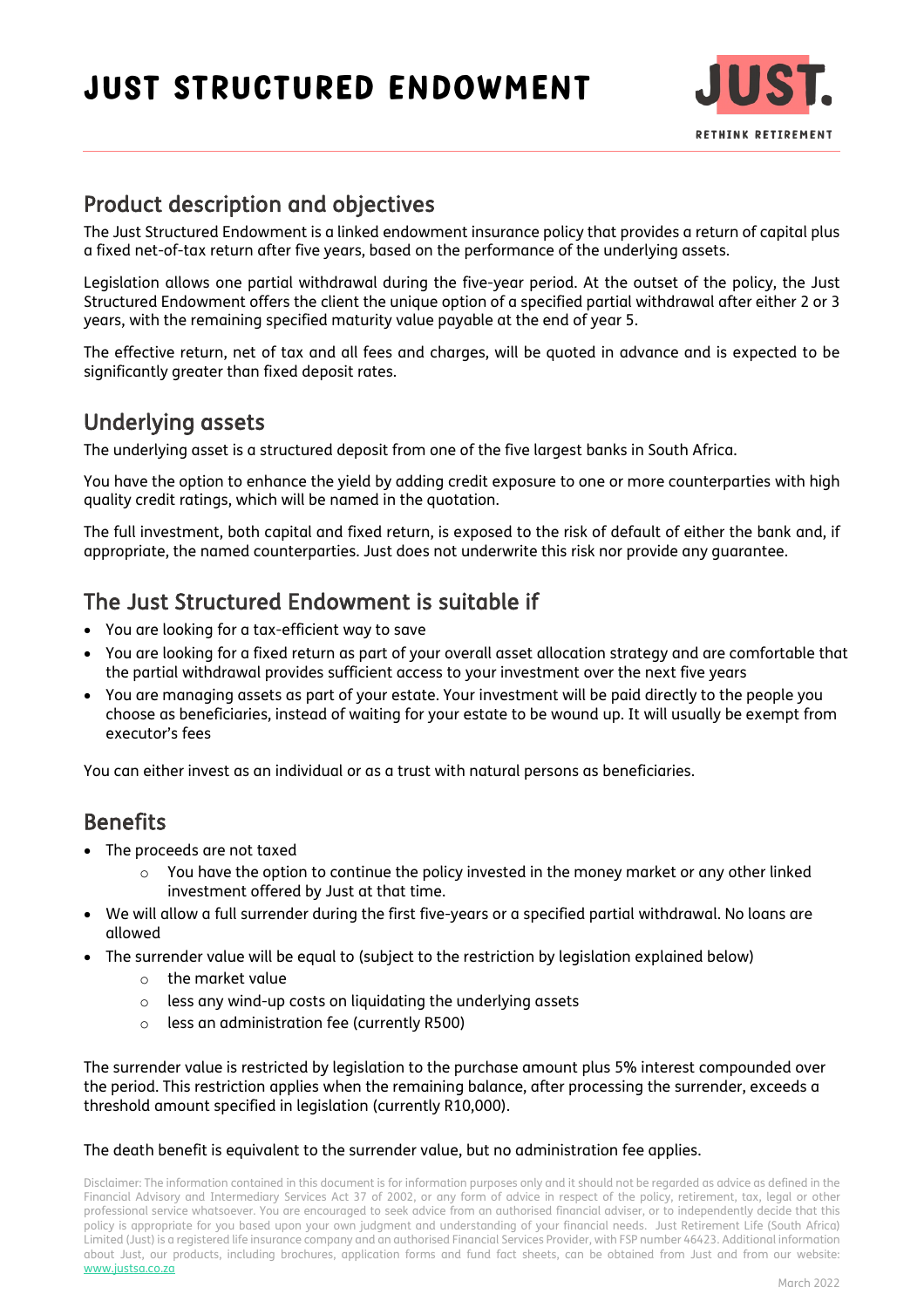# JUST STRUCTURED ENDOWMENT

## Product description and objectives

The Just Structured Endowment is a linked endowment insurance policy that provides a return of capital plus a fixed net-of-tax return after five years, based on the performance of the underlying assets.

Legislation allows one partial withdrawal during the five-year period. At the outset of the policy, the Just Structured Endowment offers the client the unique option of a specified partial withdrawal after either 2 or 3 years, with the remaining specified maturity value payable at the end of year 5.

The effective return, net of tax and all fees and charges, will be quoted in advance and is expected to be significantly greater than fixed deposit rates.

## Underlying assets

The underlying asset is a structured deposit from one of the five largest banks in South Africa.

You have the option to enhance the yield by adding credit exposure to one or more counterparties with high quality credit ratings, which will be named in the quotation.

The full investment, both capital and fixed return, is exposed to the risk of default of either the bank and, if appropriate, the named counterparties. Just does not underwrite this risk nor provide any guarantee.

## The Just Structured Endowment is suitable if

- You are looking for a tax-efficient way to save
- You are looking for a fixed return as part of your overall asset allocation strategy and are comfortable that the partial withdrawal provides sufficient access to your investment over the next five years
- You are managing assets as part of your estate. Your investment will be paid directly to the people you choose as beneficiaries, instead of waiting for your estate to be wound up. It will usually be exempt from executor's fees

You can either invest as an individual or as a trust with natural persons as beneficiaries.

## Benefits

- The proceeds are not taxed
  - You have the option to continue the policy invested in the money market or any other linked investment offered by Just at that time.
- We will allow a full surrender during the first five-years or a specified partial withdrawal. No loans are allowed
- The surrender value will be equal to (subject to the restriction by legislation explained below)
  - the market value
  - less any wind-up costs on liquidating the underlying assets
  - less an administration fee (currently R500)

The surrender value is restricted by legislation to the purchase amount plus 5% interest compounded over the period. This restriction applies when the remaining balance, after processing the surrender, exceeds a threshold amount specified in legislation (currently R10,000).

The death benefit is equivalent to the surrender value, but no administration fee applies.

Disclaimer: The information contained in this document is for information purposes only and it should not be regarded as advice as defined in the Financial Advisory and Intermediary Services Act 37 of 2002, or any form of advice in respect of the policy, retirement, tax, legal or other professional service whatsoever. You are encouraged to seek advice from an authorised financial adviser, or to independently decide that this policy is appropriate for you based upon your own judgment and understanding of your financial needs. Just Retirement Life (South Africa) Limited (Just) is a registered life insurance company and an authorised Financial Services Provider, with FSP number 46423. Additional information about Just, our products, including brochures, application forms and fund fact sheets, can be obtained from Just and from our website: www.justsa.co.za

March 2022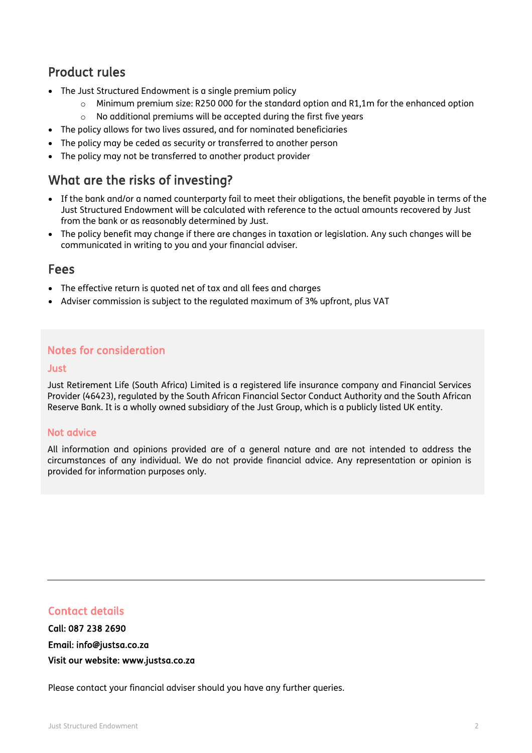## Product rules

- The Just Structured Endowment is a single premium policy
    - Minimum premium size: R250 000 for the standard option and R1,1m for the enhanced option
    - No additional premiums will be accepted during the first five years
- The policy allows for two lives assured, and for nominated beneficiaries
- The policy may be ceded as security or transferred to another person
- The policy may not be transferred to another product provider

## What are the risks of investing?

- If the bank and/or a named counterparty fail to meet their obligations, the benefit payable in terms of the Just Structured Endowment will be calculated with reference to the actual amounts recovered by Just from the bank or as reasonably determined by Just.
- The policy benefit may change if there are changes in taxation or legislation. Any such changes will be communicated in writing to you and your financial adviser.

## Fees

- The effective return is quoted net of tax and all fees and charges
- Adviser commission is subject to the regulated maximum of 3% upfront, plus VAT

### Notes for consideration

#### Just

Just Retirement Life (South Africa) Limited is a registered life insurance company and Financial Services Provider (46423), regulated by the South African Financial Sector Conduct Authority and the South African Reserve Bank. It is a wholly owned subsidiary of the Just Group, which is a publicly listed UK entity.

#### Not advice

All information and opinions provided are of a general nature and are not intended to address the circumstances of any individual. We do not provide financial advice. Any representation or opinion is provided for information purposes only.

---

### Contact details

**Call: 087 238 2690**

**Email: info@justsa.co.za**

**Visit our website: www.justsa.co.za**

Please contact your financial adviser should you have any further queries.